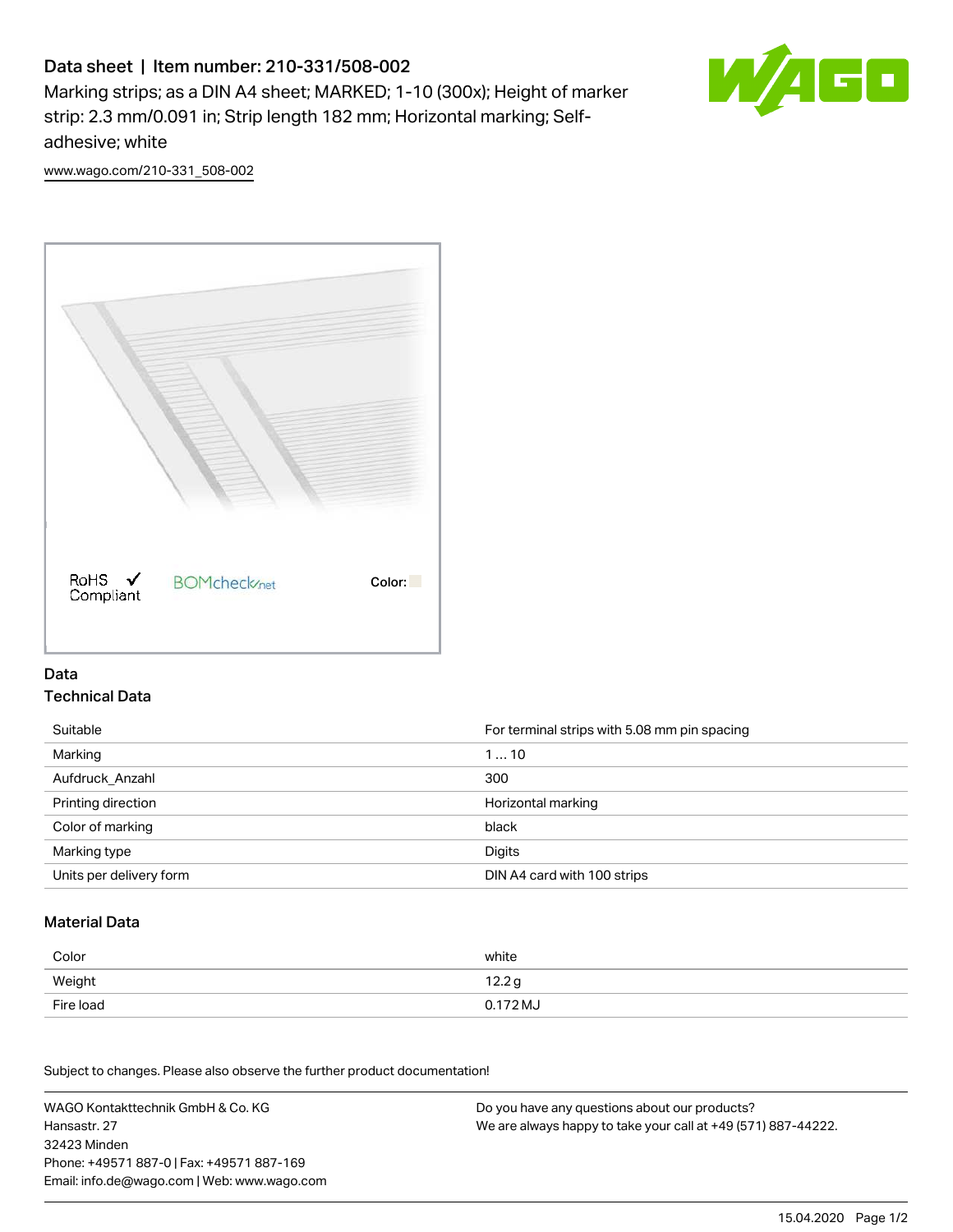# Data sheet | Item number: 210-331/508-002

Marking strips; as a DIN A4 sheet; MARKED; 1-10 (300x); Height of marker strip: 2.3 mm/0.091 in; Strip length 182 mm; Horizontal marking; Self-adhesive; white

www.wago.com/210-331_508-002

RoHS Compliant

BOMcheck.net

Color:

## Data

### Technical Data

| | |
|---|---|
| Suitable | For terminal strips with 5.08 mm pin spacing |
| Marking | 1 … 10 |
| Aufdruck_Anzahl | 300 |
| Printing direction | Horizontal marking |
| Color of marking | black |
| Marking type | Digits |
| Units per delivery form | DIN A4 card with 100 strips |

### Material Data

| | |
|---|---|
| Color | white |
| Weight | 12.2 g |
| Fire load | 0.172 MJ |

Subject to changes. Please also observe the further product documentation!

WAGO Kontakttechnik GmbH & Co. KG
Hansastr. 27
32423 Minden
Phone: +49571 887-0 | Fax: +49571 887-169
Email: info.de@wago.com | Web: www.wago.com

Do you have any questions about our products?
We are always happy to take your call at +49 (571) 887-44222.

15.04.2020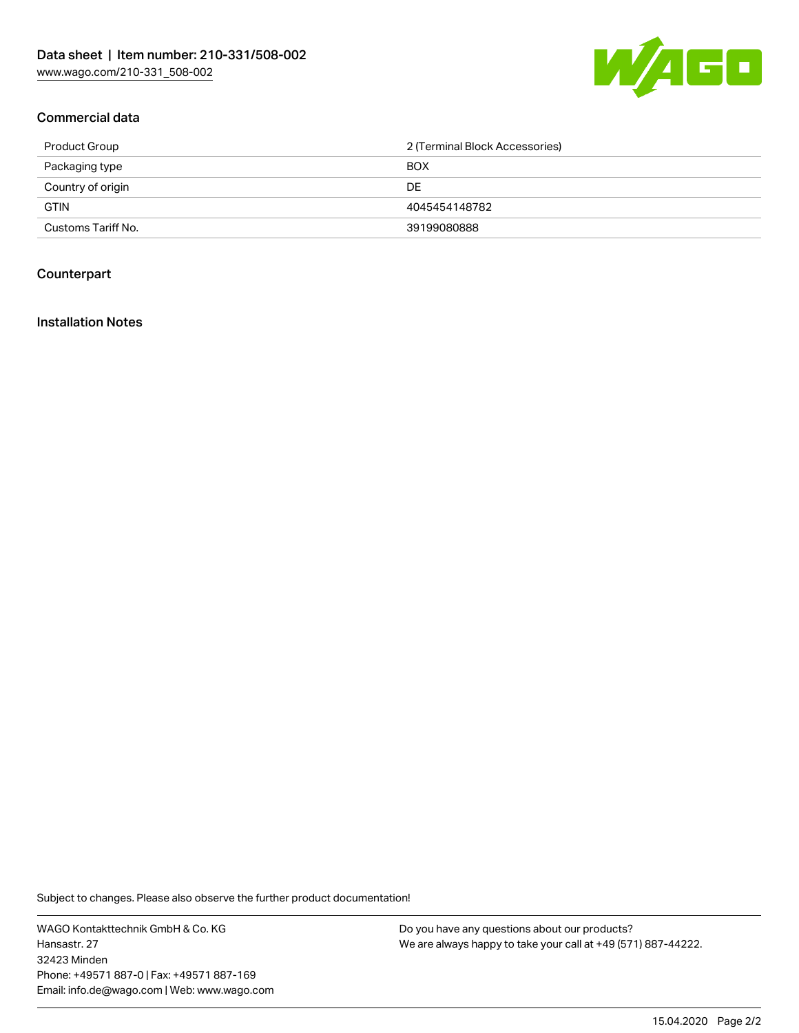## Commercial data

| | |
|---|---|
| Product Group | 2 (Terminal Block Accessories) |
| Packaging type | BOX |
| Country of origin | DE |
| GTIN | 4045454148782 |
| Customs Tariff No. | 39199080888 |

## Counterpart

## Installation Notes

Subject to changes. Please also observe the further product documentation!

WAGO Kontakttechnik GmbH & Co. KG
Hansastr. 27
32423 Minden
Phone: +49571 887-0 | Fax: +49571 887-169
Email: info.de@wago.com | Web: www.wago.com

Do you have any questions about our products?
We are always happy to take your call at +49 (571) 887-44222.

15.04.2020